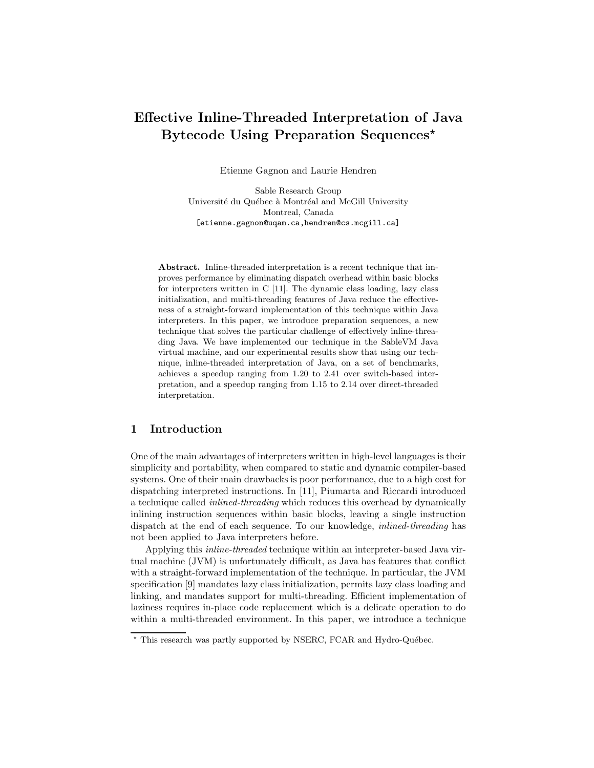# Effective Inline-Threaded Interpretation of Java Bytecode Using Preparation Sequences*

Etienne Gagnon and Laurie Hendren

Sable Research Group
Université du Québec à Montréal and McGill University
Montreal, Canada
[etienne.gagnon@uqam.ca,hendren@cs.mcgill.ca]

**Abstract.** Inline-threaded interpretation is a recent technique that improves performance by eliminating dispatch overhead within basic blocks for interpreters written in C [11]. The dynamic class loading, lazy class initialization, and multi-threading features of Java reduce the effectiveness of a straight-forward implementation of this technique within Java interpreters. In this paper, we introduce preparation sequences, a new technique that solves the particular challenge of effectively inline-threading Java. We have implemented our technique in the SableVM Java virtual machine, and our experimental results show that using our technique, inline-threaded interpretation of Java, on a set of benchmarks, achieves a speedup ranging from 1.20 to 2.41 over switch-based interpretation, and a speedup ranging from 1.15 to 2.14 over direct-threaded interpretation.

## 1 Introduction

One of the main advantages of interpreters written in high-level languages is their simplicity and portability, when compared to static and dynamic compiler-based systems. One of their main drawbacks is poor performance, due to a high cost for dispatching interpreted instructions. In [11], Piumarta and Riccardi introduced a technique called *inlined-threading* which reduces this overhead by dynamically inlining instruction sequences within basic blocks, leaving a single instruction dispatch at the end of each sequence. To our knowledge, *inlined-threading* has not been applied to Java interpreters before.

Applying this *inline-threaded* technique within an interpreter-based Java virtual machine (JVM) is unfortunately difficult, as Java has features that conflict with a straight-forward implementation of the technique. In particular, the JVM specification [9] mandates lazy class initialization, permits lazy class loading and linking, and mandates support for multi-threading. Efficient implementation of laziness requires in-place code replacement which is a delicate operation to do within a multi-threaded environment. In this paper, we introduce a technique

* This research was partly supported by NSERC, FCAR and Hydro-Québec.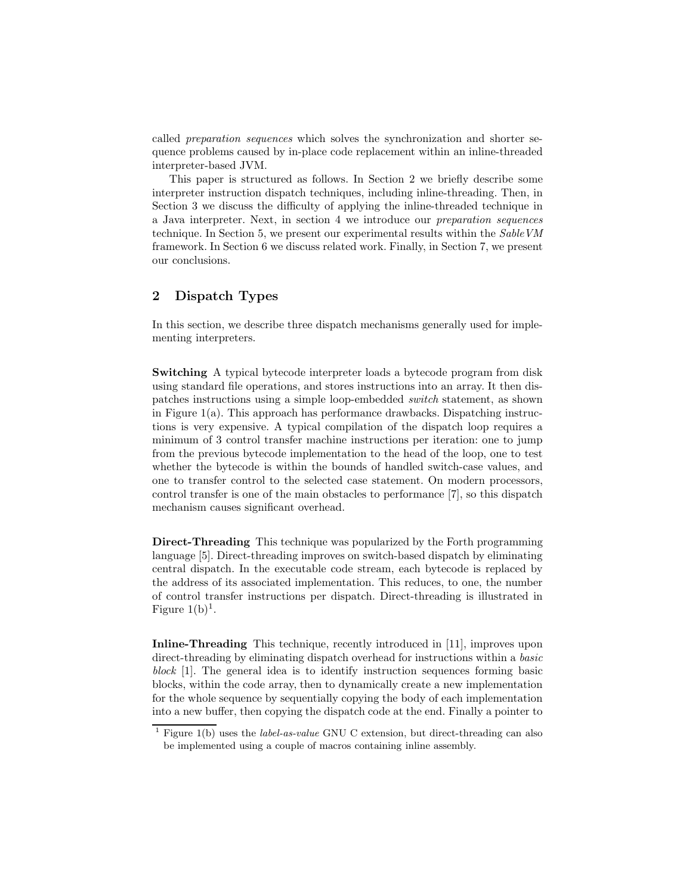called *preparation sequences* which solves the synchronization and shorter sequence problems caused by in-place code replacement within an inline-threaded interpreter-based JVM.

This paper is structured as follows. In Section 2 we briefly describe some interpreter instruction dispatch techniques, including inline-threading. Then, in Section 3 we discuss the difficulty of applying the inline-threaded technique in a Java interpreter. Next, in section 4 we introduce our *preparation sequences* technique. In Section 5, we present our experimental results within the *SableVM* framework. In Section 6 we discuss related work. Finally, in Section 7, we present our conclusions.

## 2 Dispatch Types

In this section, we describe three dispatch mechanisms generally used for implementing interpreters.

**Switching** A typical bytecode interpreter loads a bytecode program from disk using standard file operations, and stores instructions into an array. It then dispatches instructions using a simple loop-embedded *switch* statement, as shown in Figure 1(a). This approach has performance drawbacks. Dispatching instructions is very expensive. A typical compilation of the dispatch loop requires a minimum of 3 control transfer machine instructions per iteration: one to jump from the previous bytecode implementation to the head of the loop, one to test whether the bytecode is within the bounds of handled switch-case values, and one to transfer control to the selected case statement. On modern processors, control transfer is one of the main obstacles to performance [7], so this dispatch mechanism causes significant overhead.

**Direct-Threading** This technique was popularized by the Forth programming language [5]. Direct-threading improves on switch-based dispatch by eliminating central dispatch. In the executable code stream, each bytecode is replaced by the address of its associated implementation. This reduces, to one, the number of control transfer instructions per dispatch. Direct-threading is illustrated in Figure 1(b)[1].

**Inline-Threading** This technique, recently introduced in [11], improves upon direct-threading by eliminating dispatch overhead for instructions within a *basic block* [1]. The general idea is to identify instruction sequences forming basic blocks, within the code array, then to dynamically create a new implementation for the whole sequence by sequentially copying the body of each implementation into a new buffer, then copying the dispatch code at the end. Finally a pointer to

[1] Figure 1(b) uses the *label-as-value* GNU C extension, but direct-threading can also be implemented using a couple of macros containing inline assembly.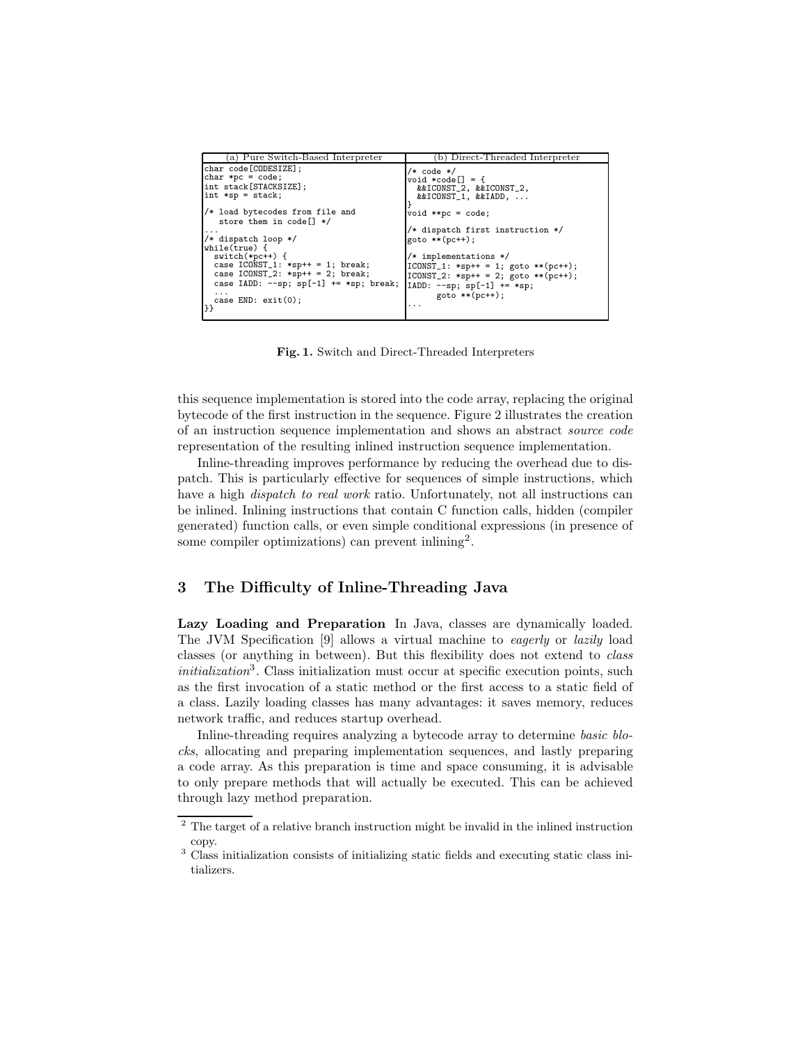| (a) Pure Switch-Based Interpreter | (b) Direct-Threaded Interpreter |
|---|---|
| `char code[CODESIZE];`<br>`char *pc = code;`<br>`int stack[STACKSIZE];`<br>`int *sp = stack;`<br><br>`/* load bytecodes from file and`<br>`   store them in code[] */`<br>`...`<br>`/* dispatch loop */`<br>`while(true) {`<br>`  switch(*pc++) {`<br>`  case ICONST_1: *sp++ = 1; break;`<br>`  case ICONST_2: *sp++ = 2; break;`<br>`  case IADD: --sp; sp[-1] += *sp; break;`<br>`  ...`<br>`  case END: exit(0);`<br>`}}` | `/* code */`<br>`void *code[] = {`<br>`  &&ICONST_2, &&ICONST_2,`<br>`  &&ICONST_1, &&IADD, ...`<br>`}`<br>`void **pc = code;`<br><br>`/* dispatch first instruction */`<br>`goto **(pc++);`<br><br>`/* implementations */`<br>`ICONST_1: *sp++ = 1; goto **(pc++);`<br>`ICONST_2: *sp++ = 2; goto **(pc++);`<br>`IADD: --sp; sp[-1] += *sp;`<br>`      goto **(pc++);`<br>`...` |

**Fig. 1.** Switch and Direct-Threaded Interpreters

this sequence implementation is stored into the code array, replacing the original bytecode of the first instruction in the sequence. Figure 2 illustrates the creation of an instruction sequence implementation and shows an abstract *source code* representation of the resulting inlined instruction sequence implementation.

Inline-threading improves performance by reducing the overhead due to dispatch. This is particularly effective for sequences of simple instructions, which have a high *dispatch to real work* ratio. Unfortunately, not all instructions can be inlined. Inlining instructions that contain C function calls, hidden (compiler generated) function calls, or even simple conditional expressions (in presence of some compiler optimizations) can prevent inlining[2].

## 3 The Difficulty of Inline-Threading Java

**Lazy Loading and Preparation** In Java, classes are dynamically loaded. The JVM Specification [9] allows a virtual machine to *eagerly* or *lazily* load classes (or anything in between). But this flexibility does not extend to *class initialization*[3]. Class initialization must occur at specific execution points, such as the first invocation of a static method or the first access to a static field of a class. Lazily loading classes has many advantages: it saves memory, reduces network traffic, and reduces startup overhead.

Inline-threading requires analyzing a bytecode array to determine *basic blocks*, allocating and preparing implementation sequences, and lastly preparing a code array. As this preparation is time and space consuming, it is advisable to only prepare methods that will actually be executed. This can be achieved through lazy method preparation.

[2] The target of a relative branch instruction might be invalid in the inlined instruction copy.

[3] Class initialization consists of initializing static fields and executing static class initializers.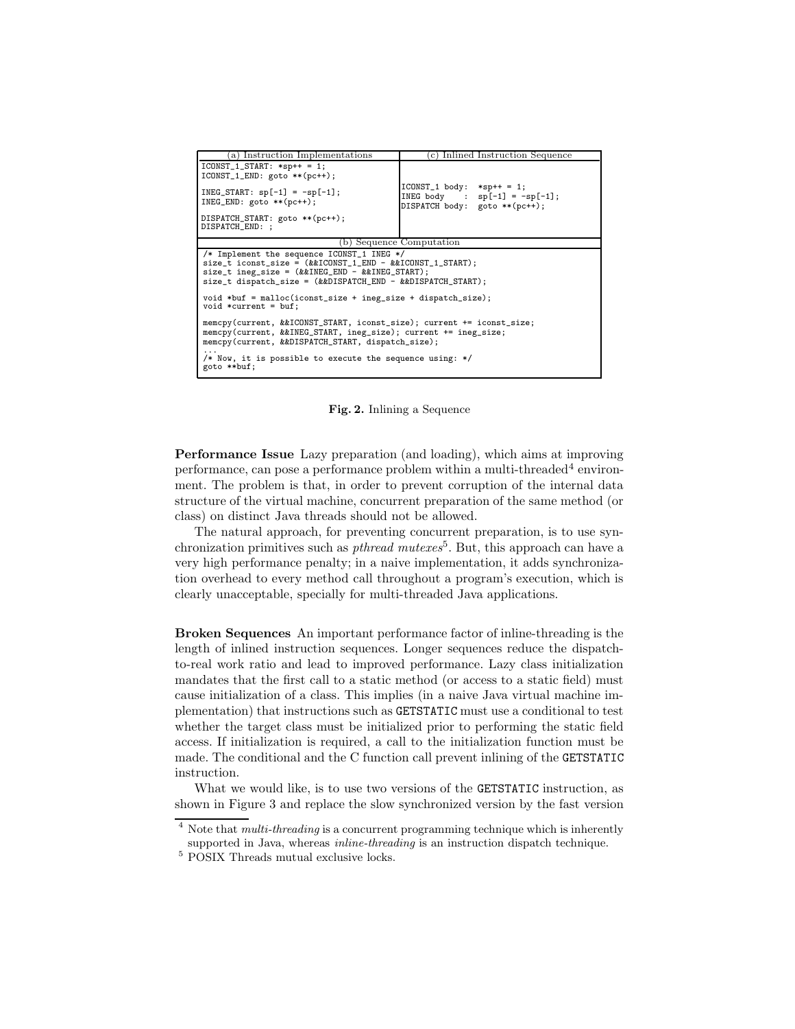(a) Instruction Implementations

```
ICONST_1_START: *sp++ = 1;
ICONST_1_END: goto **(pc++);

INEG_START: sp[-1] = -sp[-1];
INEG_END: goto **(pc++);

DISPATCH_START: goto **(pc++);
DISPATCH_END: ;
```

(c) Inlined Instruction Sequence

```
ICONST_1 body:  *sp++ = 1;
INEG body    :  sp[-1] = -sp[-1];
DISPATCH body:  goto **(pc++);
```

(b) Sequence Computation

```
/* Implement the sequence ICONST_1 INEG */
size_t iconst_size = (&&ICONST_1_END - &&ICONST_1_START);
size_t ineg_size = (&&INEG_END - &&INEG_START);
size_t dispatch_size = (&&DISPATCH_END - &&DISPATCH_START);

void *buf = malloc(iconst_size + ineg_size + dispatch_size);
void *current = buf;

memcpy(current, &&ICONST_START, iconst_size); current += iconst_size;
memcpy(current, &&INEG_START, ineg_size); current += ineg_size;
memcpy(current, &&DISPATCH_START, dispatch_size);
...
/* Now, it is possible to execute the sequence using: */
goto **buf;
```

**Fig. 2.** Inlining a Sequence

**Performance Issue** Lazy preparation (and loading), which aims at improving performance, can pose a performance problem within a multi-threaded[4] environment. The problem is that, in order to prevent corruption of the internal data structure of the virtual machine, concurrent preparation of the same method (or class) on distinct Java threads should not be allowed.

The natural approach, for preventing concurrent preparation, is to use synchronization primitives such as *pthread mutexes*[5]. But, this approach can have a very high performance penalty; in a naive implementation, it adds synchronization overhead to every method call throughout a program's execution, which is clearly unacceptable, specially for multi-threaded Java applications.

**Broken Sequences** An important performance factor of inline-threading is the length of inlined instruction sequences. Longer sequences reduce the dispatch-to-real work ratio and lead to improved performance. Lazy class initialization mandates that the first call to a static method (or access to a static field) must cause initialization of a class. This implies (in a naive Java virtual machine implementation) that instructions such as `GETSTATIC` must use a conditional to test whether the target class must be initialized prior to performing the static field access. If initialization is required, a call to the initialization function must be made. The conditional and the C function call prevent inlining of the `GETSTATIC` instruction.

What we would like, is to use two versions of the `GETSTATIC` instruction, as shown in Figure 3 and replace the slow synchronized version by the fast version

[4] Note that *multi-threading* is a concurrent programming technique which is inherently supported in Java, whereas *inline-threading* is an instruction dispatch technique.

[5] POSIX Threads mutual exclusive locks.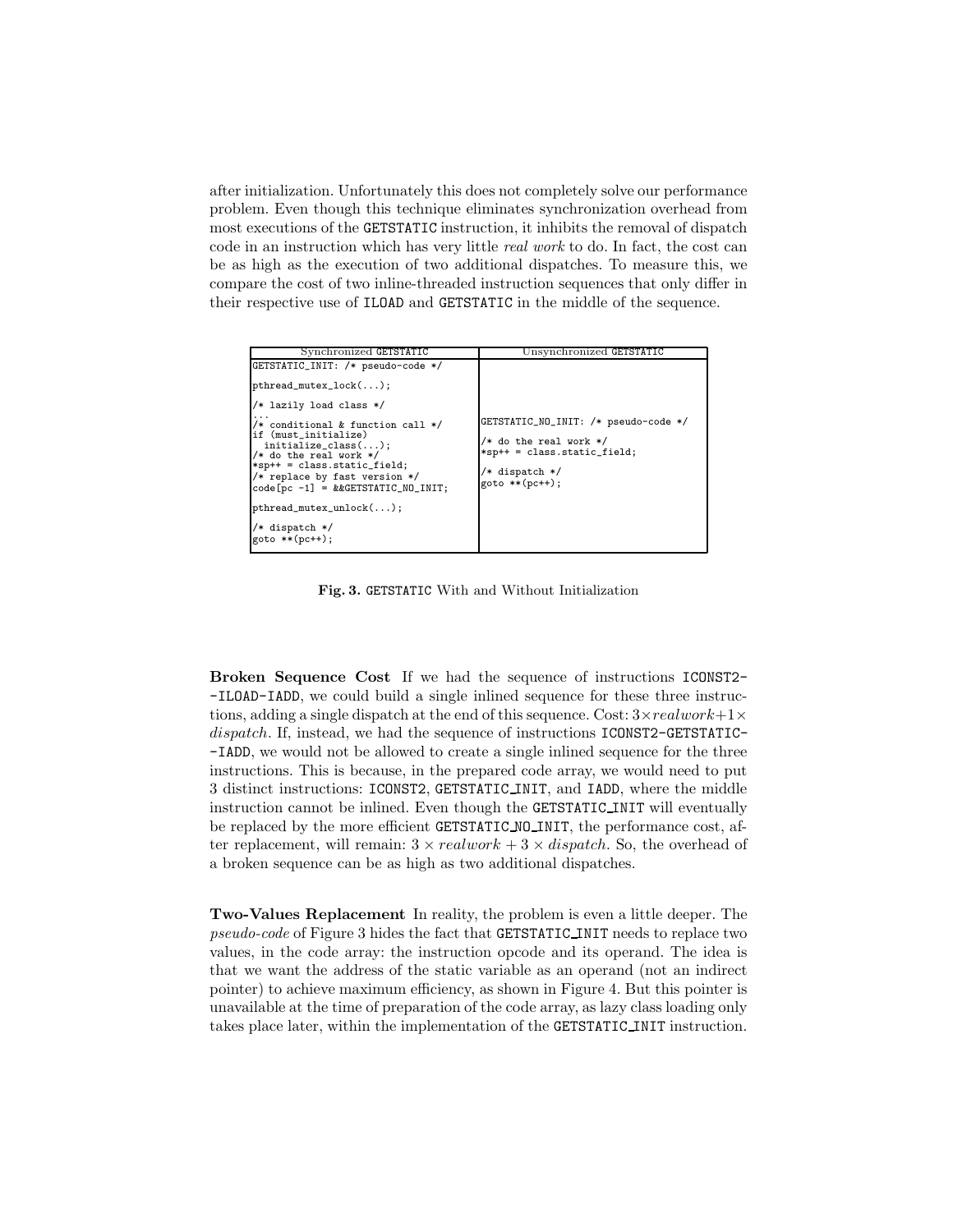after initialization. Unfortunately this does not completely solve our performance problem. Even though this technique eliminates synchronization overhead from most executions of the GETSTATIC instruction, it inhibits the removal of dispatch code in an instruction which has very little *real work* to do. In fact, the cost can be as high as the execution of two additional dispatches. To measure this, we compare the cost of two inline-threaded instruction sequences that only differ in their respective use of ILOAD and GETSTATIC in the middle of the sequence.

| Synchronized GETSTATIC | Unsynchronized GETSTATIC |
|---|---|
| `GETSTATIC_INIT: /* pseudo-code */`<br><br>`pthread_mutex_lock(...);`<br><br>`/* lazily load class */`<br>`...`<br>`/* conditional & function call */`<br>`if (must_initialize)`<br>`  initialize_class(...);`<br>`/* do the real work */`<br>`*sp++ = class.static_field;`<br>`/* replace by fast version */`<br>`code[pc -1] = &&GETSTATIC_NO_INIT;`<br><br>`pthread_mutex_unlock(...);`<br><br>`/* dispatch */`<br>`goto **(pc++);` | `GETSTATIC_NO_INIT: /* pseudo-code */`<br><br>`/* do the real work */`<br>`*sp++ = class.static_field;`<br><br>`/* dispatch */`<br>`goto **(pc++);` |

**Fig. 3.** GETSTATIC With and Without Initialization

**Broken Sequence Cost** If we had the sequence of instructions ICONST2-ILOAD-IADD, we could build a single inlined sequence for these three instructions, adding a single dispatch at the end of this sequence. Cost: $3 \times realwork + 1 \times dispatch$. If, instead, we had the sequence of instructions ICONST2-GETSTATIC-IADD, we would not be allowed to create a single inlined sequence for the three instructions. This is because, in the prepared code array, we would need to put 3 distinct instructions: ICONST2, GETSTATIC_INIT, and IADD, where the middle instruction cannot be inlined. Even though the GETSTATIC_INIT will eventually be replaced by the more efficient GETSTATIC_NO_INIT, the performance cost, after replacement, will remain: $3 \times realwork + 3 \times dispatch$. So, the overhead of a broken sequence can be as high as two additional dispatches.

**Two-Values Replacement** In reality, the problem is even a little deeper. The *pseudo-code* of Figure 3 hides the fact that GETSTATIC_INIT needs to replace two values, in the code array: the instruction opcode and its operand. The idea is that we want the address of the static variable as an operand (not an indirect pointer) to achieve maximum efficiency, as shown in Figure 4. But this pointer is unavailable at the time of preparation of the code array, as lazy class loading only takes place later, within the implementation of the GETSTATIC_INIT instruction.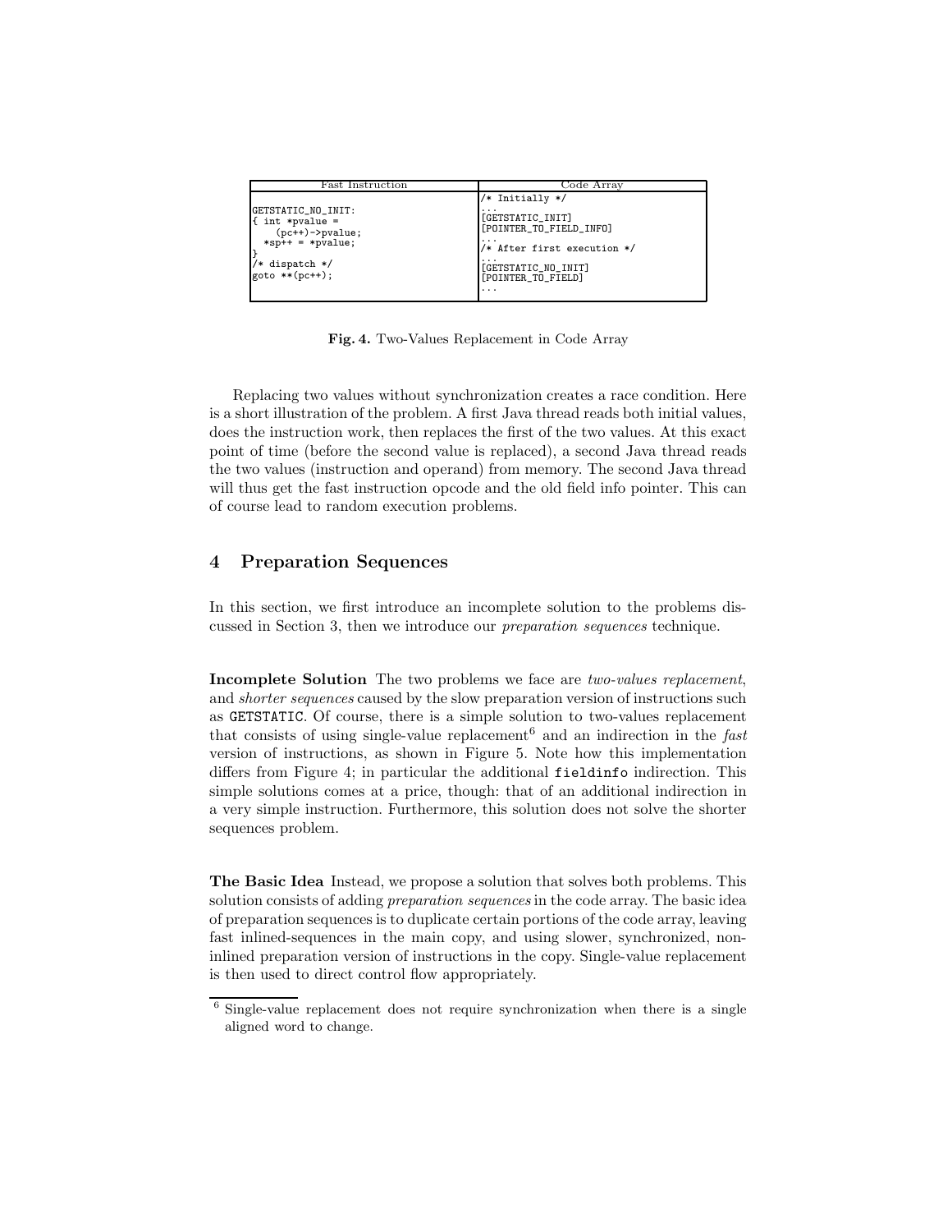| Fast Instruction | Code Array |
| --- | --- |
| <pre>GETSTATIC_NO_INIT:<br>{ int *pvalue =<br>    (pc++)->pvalue;<br>  *sp++ = *pvalue;<br>}<br>/* dispatch */<br>goto **(pc++);</pre> | <pre>/* Initially */<br>...<br>[GETSTATIC_INIT]<br>[POINTER_TO_FIELD_INFO]<br>...<br>/* After first execution */<br>...<br>[GETSTATIC_NO_INIT]<br>[POINTER_TO_FIELD]<br>...</pre> |

**Fig. 4.** Two-Values Replacement in Code Array

Replacing two values without synchronization creates a race condition. Here is a short illustration of the problem. A first Java thread reads both initial values, does the instruction work, then replaces the first of the two values. At this exact point of time (before the second value is replaced), a second Java thread reads the two values (instruction and operand) from memory. The second Java thread will thus get the fast instruction opcode and the old field info pointer. This can of course lead to random execution problems.

## 4 Preparation Sequences

In this section, we first introduce an incomplete solution to the problems discussed in Section 3, then we introduce our *preparation sequences* technique.

**Incomplete Solution** The two problems we face are *two-values replacement*, and *shorter sequences* caused by the slow preparation version of instructions such as GETSTATIC. Of course, there is a simple solution to two-values replacement that consists of using single-value replacement[6] and an indirection in the *fast* version of instructions, as shown in Figure 5. Note how this implementation differs from Figure 4; in particular the additional fieldinfo indirection. This simple solutions comes at a price, though: that of an additional indirection in a very simple instruction. Furthermore, this solution does not solve the shorter sequences problem.

**The Basic Idea** Instead, we propose a solution that solves both problems. This solution consists of adding *preparation sequences* in the code array. The basic idea of preparation sequences is to duplicate certain portions of the code array, leaving fast inlined-sequences in the main copy, and using slower, synchronized, non-inlined preparation version of instructions in the copy. Single-value replacement is then used to direct control flow appropriately.

[6] Single-value replacement does not require synchronization when there is a single aligned word to change.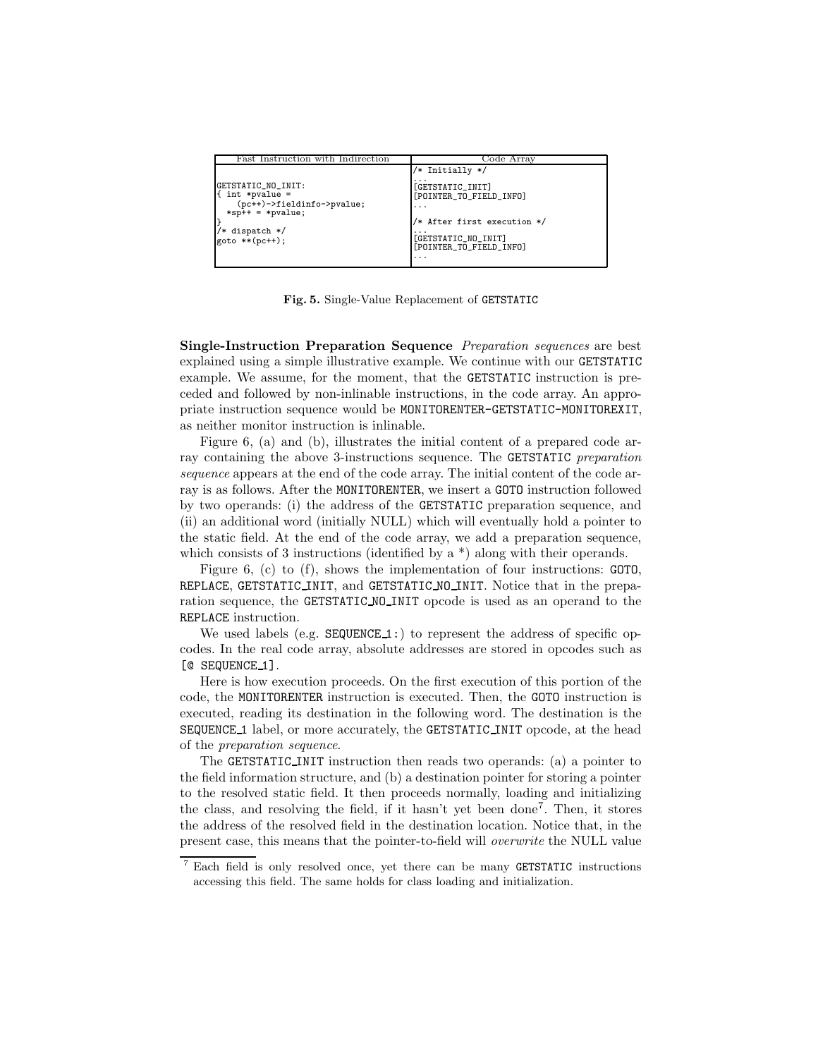| Fast Instruction with Indirection | Code Array |
|---|---|
| <pre>GETSTATIC_NO_INIT:<br>{ int *pvalue =<br>    (pc++)->fieldinfo->pvalue;<br>  *sp++ = *pvalue;<br>}<br>/* dispatch */<br>goto **(pc++);</pre> | <pre>/* Initially */<br>...<br>[GETSTATIC_INIT]<br>[POINTER_TO_FIELD_INFO]<br>...<br><br>/* After first execution */<br>...<br>[GETSTATIC_NO_INIT]<br>[POINTER_TO_FIELD_INFO]<br>...</pre> |

**Fig. 5.** Single-Value Replacement of GETSTATIC

**Single-Instruction Preparation Sequence** *Preparation sequences* are best explained using a simple illustrative example. We continue with our GETSTATIC example. We assume, for the moment, that the GETSTATIC instruction is preceded and followed by non-inlinable instructions, in the code array. An appropriate instruction sequence would be MONITORENTER-GETSTATIC-MONITOREXIT, as neither monitor instruction is inlinable.

Figure 6, (a) and (b), illustrates the initial content of a prepared code array containing the above 3-instructions sequence. The GETSTATIC *preparation sequence* appears at the end of the code array. The initial content of the code array is as follows. After the MONITORENTER, we insert a GOTO instruction followed by two operands: (i) the address of the GETSTATIC preparation sequence, and (ii) an additional word (initially NULL) which will eventually hold a pointer to the static field. At the end of the code array, we add a preparation sequence, which consists of 3 instructions (identified by a *) along with their operands.

Figure 6, (c) to (f), shows the implementation of four instructions: GOTO, REPLACE, GETSTATIC_INIT, and GETSTATIC_NO_INIT. Notice that in the preparation sequence, the GETSTATIC_NO_INIT opcode is used as an operand to the REPLACE instruction.

We used labels (e.g. SEQUENCE_1:) to represent the address of specific opcodes. In the real code array, absolute addresses are stored in opcodes such as [@ SEQUENCE_1].

Here is how execution proceeds. On the first execution of this portion of the code, the MONITORENTER instruction is executed. Then, the GOTO instruction is executed, reading its destination in the following word. The destination is the SEQUENCE_1 label, or more accurately, the GETSTATIC_INIT opcode, at the head of the *preparation sequence*.

The GETSTATIC_INIT instruction then reads two operands: (a) a pointer to the field information structure, and (b) a destination pointer for storing a pointer to the resolved static field. It then proceeds normally, loading and initializing the class, and resolving the field, if it hasn't yet been done[7]. Then, it stores the address of the resolved field in the destination location. Notice that, in the present case, this means that the pointer-to-field will *overwrite* the NULL value

[7] Each field is only resolved once, yet there can be many GETSTATIC instructions accessing this field. The same holds for class loading and initialization.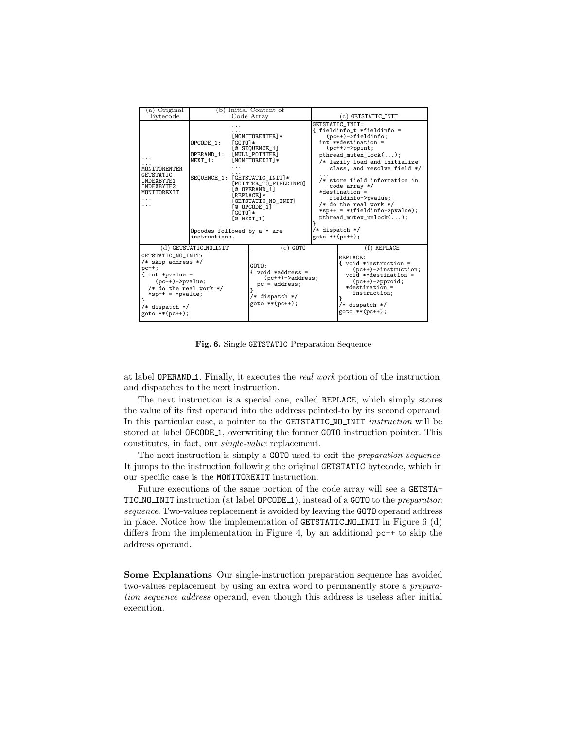| (a) Original Bytecode | (b) Initial Content of Code Array | (c) GETSTATIC_INIT |
| --- | --- | --- |
| ...<br>...<br>MONITORENTER<br>GETSTATIC<br>INDEXBYTE1<br>INDEXBYTE2<br>MONITOREXIT<br>...<br>... | ...<br>...<br>[MONITORENTER]*<br>OPCODE_1: [GOTO]*<br>[@ SEQUENCE_1]<br>OPERAND_1: [NULL_POINTER]<br>NEXT_1: [MONITOREXIT]*<br>...<br>...<br>SEQUENCE_1: [GETSTATIC_INIT]*<br>[POINTER_TO_FIELDINFO]<br>[@ OPERAND_1]<br>[REPLACE]*<br>[GETSTATIC_NO_INIT]<br>[@ OPCODE_1]<br>[GOTO]*<br>[@ NEXT_1]<br><br>Opcodes followed by a * are instructions. | GETSTATIC_INIT:<br>{ fieldinfo_t *fieldinfo = (pc++)->fieldinfo;<br>int **destination = (pc++)->ppint;<br>pthread_mutex_lock(...);<br>/* lazily load and initialize class, and resolve field */<br>...<br>/* store field information in code array */<br>*destination = fieldinfo->pvalue;<br>/* do the real work */<br>*sp++ = *(fieldinfo->pvalue);<br>pthread_mutex_unlock(...);<br>}<br>/* dispatch */<br>goto **(pc++); |

| (d) GETSTATIC_NO_INIT | (e) GOTO | (f) REPLACE |
| --- | --- | --- |
| GETSTATIC_NO_INIT:<br>/* skip address */<br>pc++;<br>{ int *pvalue = (pc++)->pvalue;<br>/* do the real work */<br>*sp++ = *pvalue;<br>}<br>/* dispatch */<br>goto **(pc++); | GOTO:<br>{ void *address = (pc++)->address;<br>pc = address;<br>}<br>/* dispatch */<br>goto **(pc++); | REPLACE:<br>{ void *instruction = (pc++)->instruction;<br>void **destination = (pc++)->ppvoid;<br>*destination = instruction;<br>}<br>/* dispatch */<br>goto **(pc++); |

**Fig. 6.** Single GETSTATIC Preparation Sequence

at label OPERAND_1. Finally, it executes the *real work* portion of the instruction, and dispatches to the next instruction.

The next instruction is a special one, called REPLACE, which simply stores the value of its first operand into the address pointed-to by its second operand. In this particular case, a pointer to the GETSTATIC_NO_INIT *instruction* will be stored at label OPCODE_1, overwriting the former GOTO instruction pointer. This constitutes, in fact, our *single-value* replacement.

The next instruction is simply a GOTO used to exit the *preparation sequence*. It jumps to the instruction following the original GETSTATIC bytecode, which in our specific case is the MONITOREXIT instruction.

Future executions of the same portion of the code array will see a GETSTATIC_NO_INIT instruction (at label OPCODE_1), instead of a GOTO to the *preparation sequence*. Two-values replacement is avoided by leaving the GOTO operand address in place. Notice how the implementation of GETSTATIC_NO_INIT in Figure 6 (d) differs from the implementation in Figure 4, by an additional pc++ to skip the address operand.

**Some Explanations** Our single-instruction preparation sequence has avoided two-values replacement by using an extra word to permanently store a *preparation sequence address* operand, even though this address is useless after initial execution.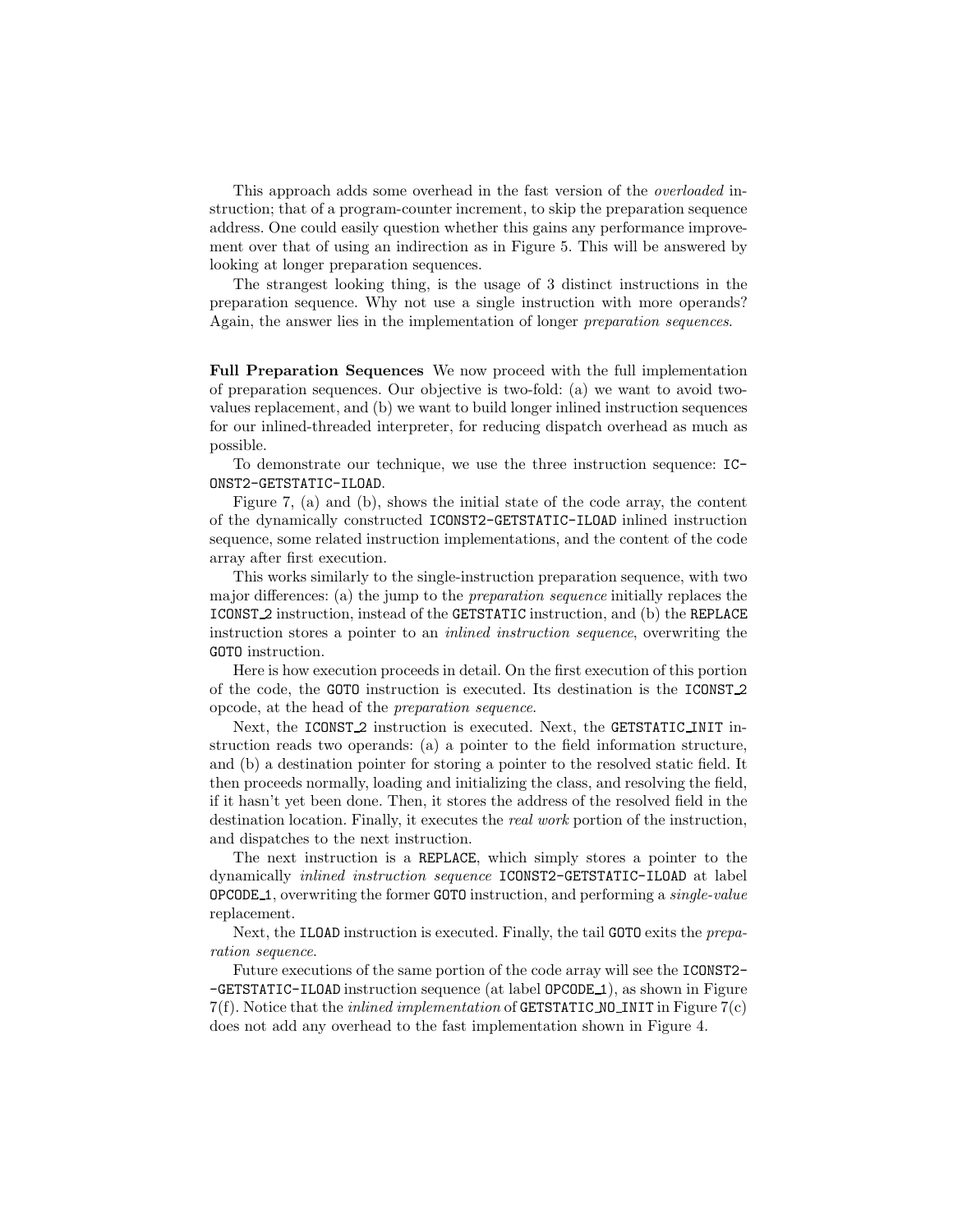This approach adds some overhead in the fast version of the *overloaded* instruction; that of a program-counter increment, to skip the preparation sequence address. One could easily question whether this gains any performance improvement over that of using an indirection as in Figure 5. This will be answered by looking at longer preparation sequences.

The strangest looking thing, is the usage of 3 distinct instructions in the preparation sequence. Why not use a single instruction with more operands? Again, the answer lies in the implementation of longer *preparation sequences*.

**Full Preparation Sequences** We now proceed with the full implementation of preparation sequences. Our objective is two-fold: (a) we want to avoid two-values replacement, and (b) we want to build longer inlined instruction sequences for our inlined-threaded interpreter, for reducing dispatch overhead as much as possible.

To demonstrate our technique, we use the three instruction sequence: `ICONST2-GETSTATIC-ILOAD`.

Figure 7, (a) and (b), shows the initial state of the code array, the content of the dynamically constructed `ICONST2-GETSTATIC-ILOAD` inlined instruction sequence, some related instruction implementations, and the content of the code array after first execution.

This works similarly to the single-instruction preparation sequence, with two major differences: (a) the jump to the *preparation sequence* initially replaces the `ICONST_2` instruction, instead of the `GETSTATIC` instruction, and (b) the `REPLACE` instruction stores a pointer to an *inlined instruction sequence*, overwriting the `GOTO` instruction.

Here is how execution proceeds in detail. On the first execution of this portion of the code, the `GOTO` instruction is executed. Its destination is the `ICONST_2` opcode, at the head of the *preparation sequence*.

Next, the `ICONST_2` instruction is executed. Next, the `GETSTATIC_INIT` instruction reads two operands: (a) a pointer to the field information structure, and (b) a destination pointer for storing a pointer to the resolved static field. It then proceeds normally, loading and initializing the class, and resolving the field, if it hasn't yet been done. Then, it stores the address of the resolved field in the destination location. Finally, it executes the *real work* portion of the instruction, and dispatches to the next instruction.

The next instruction is a `REPLACE`, which simply stores a pointer to the dynamically *inlined instruction sequence* `ICONST2-GETSTATIC-ILOAD` at label `OPCODE_1`, overwriting the former `GOTO` instruction, and performing a *single-value* replacement.

Next, the `ILOAD` instruction is executed. Finally, the tail `GOTO` exits the *preparation sequence*.

Future executions of the same portion of the code array will see the `ICONST2--GETSTATIC-ILOAD` instruction sequence (at label `OPCODE_1`), as shown in Figure 7(f). Notice that the *inlined implementation* of `GETSTATIC_NO_INIT` in Figure 7(c) does not add any overhead to the fast implementation shown in Figure 4.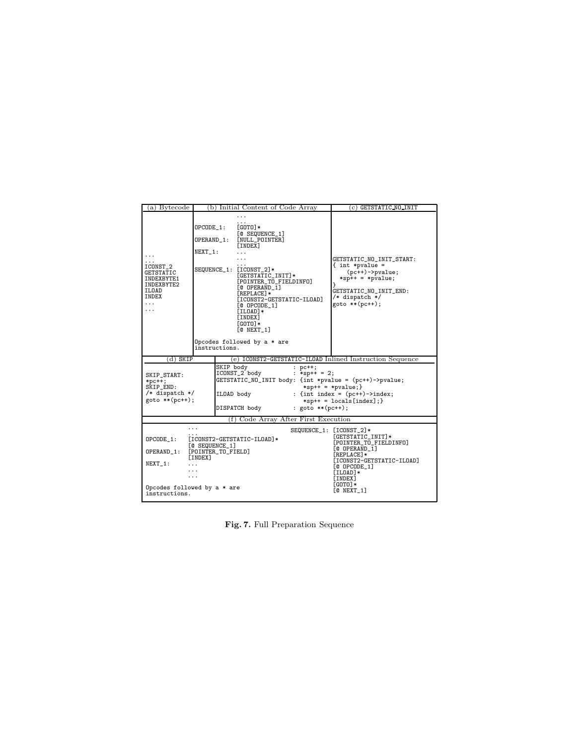**(a) Bytecode**

```
...
...
ICONST_2
GETSTATIC
INDEXBYTE1
INDEXBYTE2
ILOAD
INDEX
...
...
```

**(b) Initial Content of Code Array**

```
              ...
              ...
OPCODE_1:     [GOTO]*
              [@ SEQUENCE_1]
OPERAND_1:    [NULL_POINTER]
              [INDEX]
NEXT_1:       ...
              ...
              ...
SEQUENCE_1:   [ICONST_2]*
              [GETSTATIC_INIT]*
              [POINTER_TO_FIELDINFO]
              [@ OPERAND_1]
              [REPLACE]*
              [ICONST2-GETSTATIC-ILOAD]
              [@ OPCODE_1]
              [ILOAD]*
              [INDEX]
              [GOTO]*
              [@ NEXT_1]

Opcodes followed by a * are
instructions.
```

**(c) GETSTATIC_NO_INIT**

```
GETSTATIC_NO_INIT_START:
{ int *pvalue =
    (pc++)->pvalue;
  *sp++ = *pvalue;
}
GETSTATIC_NO_INIT_END:
/* dispatch */
goto **(pc++);
```

**(d) SKIP**

```
SKIP_START:
*pc++;
SKIP_END:
/* dispatch */
goto **(pc++);
```

**(e) ICONST2-GETSTATIC-ILOAD Inlined Instruction Sequence**

```
SKIP body              : pc++;
ICONST_2 body          : *sp++ = 2;
GETSTATIC_NO_INIT body: {int *pvalue = (pc++)->pvalue;
                         *sp++ = *pvalue;}
ILOAD body             : {int index = (pc++)->index;
                         *sp++ = locals[index];}
DISPATCH body          : goto **(pc++);
```

**(f) Code Array After First Execution**

```
              ...
              ...
OPCODE_1:     [ICONST2-GETSTATIC-ILOAD]*
              [@ SEQUENCE_1]
OPERAND_1:    [POINTER_TO_FIELD]
              [INDEX]
NEXT_1:       ...
              ...
              ...

Opcodes followed by a * are
instructions.

SEQUENCE_1:   [ICONST_2]*
              [GETSTATIC_INIT]*
              [POINTER_TO_FIELDINFO]
              [@ OPERAND_1]
              [REPLACE]*
              [ICONST2-GETSTATIC-ILOAD]
              [@ OPCODE_1]
              [ILOAD]*
              [INDEX]
              [GOTO]*
              [@ NEXT_1]
```

**Fig. 7.** Full Preparation Sequence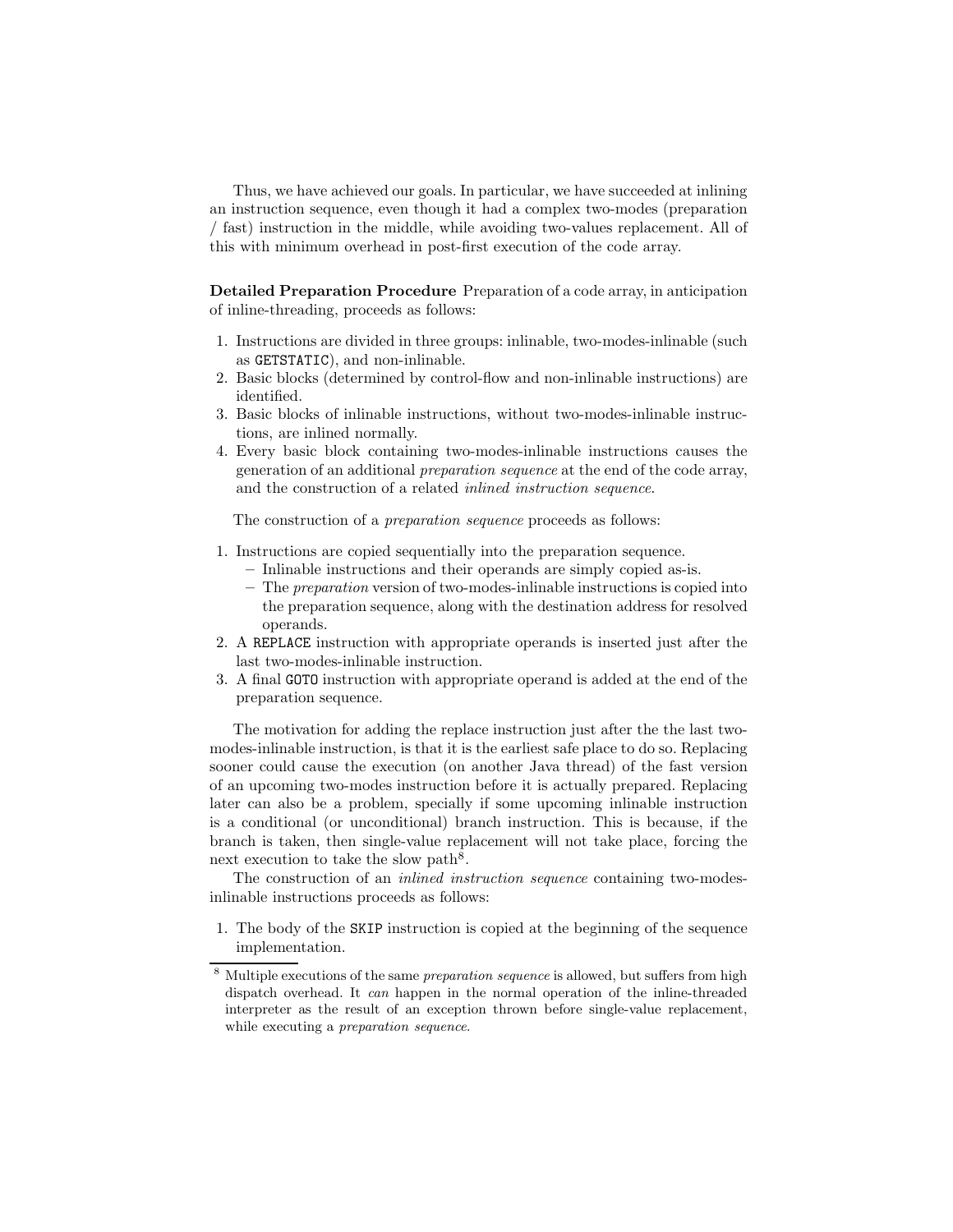Thus, we have achieved our goals. In particular, we have succeeded at inlining an instruction sequence, even though it had a complex two-modes (preparation / fast) instruction in the middle, while avoiding two-values replacement. All of this with minimum overhead in post-first execution of the code array.

**Detailed Preparation Procedure** Preparation of a code array, in anticipation of inline-threading, proceeds as follows:

1. Instructions are divided in three groups: inlinable, two-modes-inlinable (such as `GETSTATIC`), and non-inlinable.
2. Basic blocks (determined by control-flow and non-inlinable instructions) are identified.
3. Basic blocks of inlinable instructions, without two-modes-inlinable instructions, are inlined normally.
4. Every basic block containing two-modes-inlinable instructions causes the generation of an additional *preparation sequence* at the end of the code array, and the construction of a related *inlined instruction sequence*.

The construction of a *preparation sequence* proceeds as follows:

1. Instructions are copied sequentially into the preparation sequence.
   - Inlinable instructions and their operands are simply copied as-is.
   - The *preparation* version of two-modes-inlinable instructions is copied into the preparation sequence, along with the destination address for resolved operands.
2. A `REPLACE` instruction with appropriate operands is inserted just after the last two-modes-inlinable instruction.
3. A final `GOTO` instruction with appropriate operand is added at the end of the preparation sequence.

The motivation for adding the replace instruction just after the the last two-modes-inlinable instruction, is that it is the earliest safe place to do so. Replacing sooner could cause the execution (on another Java thread) of the fast version of an upcoming two-modes instruction before it is actually prepared. Replacing later can also be a problem, specially if some upcoming inlinable instruction is a conditional (or unconditional) branch instruction. This is because, if the branch is taken, then single-value replacement will not take place, forcing the next execution to take the slow path[8].

The construction of an *inlined instruction sequence* containing two-modes-inlinable instructions proceeds as follows:

1. The body of the `SKIP` instruction is copied at the beginning of the sequence implementation.

[8] Multiple executions of the same *preparation sequence* is allowed, but suffers from high dispatch overhead. It *can* happen in the normal operation of the inline-threaded interpreter as the result of an exception thrown before single-value replacement, while executing a *preparation sequence*.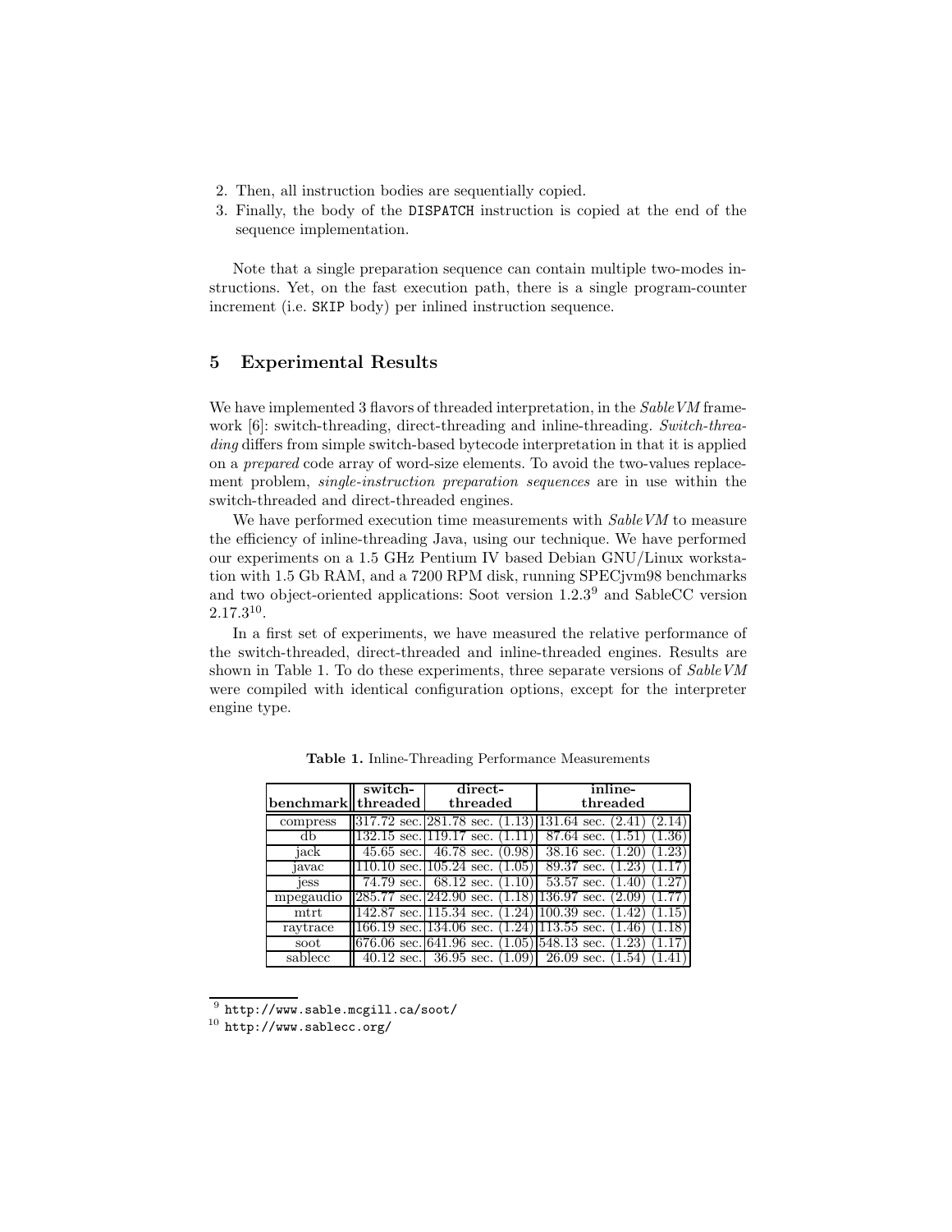2. Then, all instruction bodies are sequentially copied.
3. Finally, the body of the DISPATCH instruction is copied at the end of the sequence implementation.

Note that a single preparation sequence can contain multiple two-modes instructions. Yet, on the fast execution path, there is a single program-counter increment (i.e. SKIP body) per inlined instruction sequence.

## 5 Experimental Results

We have implemented 3 flavors of threaded interpretation, in the *SableVM* framework [6]: switch-threading, direct-threading and inline-threading. *Switch-threading* differs from simple switch-based bytecode interpretation in that it is applied on a *prepared* code array of word-size elements. To avoid the two-values replacement problem, *single-instruction preparation sequences* are in use within the switch-threaded and direct-threaded engines.

We have performed execution time measurements with *SableVM* to measure the efficiency of inline-threading Java, using our technique. We have performed our experiments on a 1.5 GHz Pentium IV based Debian GNU/Linux workstation with 1.5 Gb RAM, and a 7200 RPM disk, running SPECjvm98 benchmarks and two object-oriented applications: Soot version 1.2.3[9] and SableCC version 2.17.3[10].

In a first set of experiments, we have measured the relative performance of the switch-threaded, direct-threaded and inline-threaded engines. Results are shown in Table 1. To do these experiments, three separate versions of *SableVM* were compiled with identical configuration options, except for the interpreter engine type.

**Table 1.** Inline-Threading Performance Measurements

| benchmark | switch-threaded | direct-threaded | inline-threaded |
|---|---|---|---|
| compress | 317.72 sec. | 281.78 sec. (1.13) | 131.64 sec. (2.41) (2.14) |
| db | 132.15 sec. | 119.17 sec. (1.11) | 87.64 sec. (1.51) (1.36) |
| jack | 45.65 sec. | 46.78 sec. (0.98) | 38.16 sec. (1.20) (1.23) |
| javac | 110.10 sec. | 105.24 sec. (1.05) | 89.37 sec. (1.23) (1.17) |
| jess | 74.79 sec. | 68.12 sec. (1.10) | 53.57 sec. (1.40) (1.27) |
| mpegaudio | 285.77 sec. | 242.90 sec. (1.18) | 136.97 sec. (2.09) (1.77) |
| mtrt | 142.87 sec. | 115.34 sec. (1.24) | 100.39 sec. (1.42) (1.15) |
| raytrace | 166.19 sec. | 134.06 sec. (1.24) | 113.55 sec. (1.46) (1.18) |
| soot | 676.06 sec. | 641.96 sec. (1.05) | 548.13 sec. (1.23) (1.17) |
| sablecc | 40.12 sec. | 36.95 sec. (1.09) | 26.09 sec. (1.54) (1.41) |

[9] http://www.sable.mcgill.ca/soot/
[10] http://www.sablecc.org/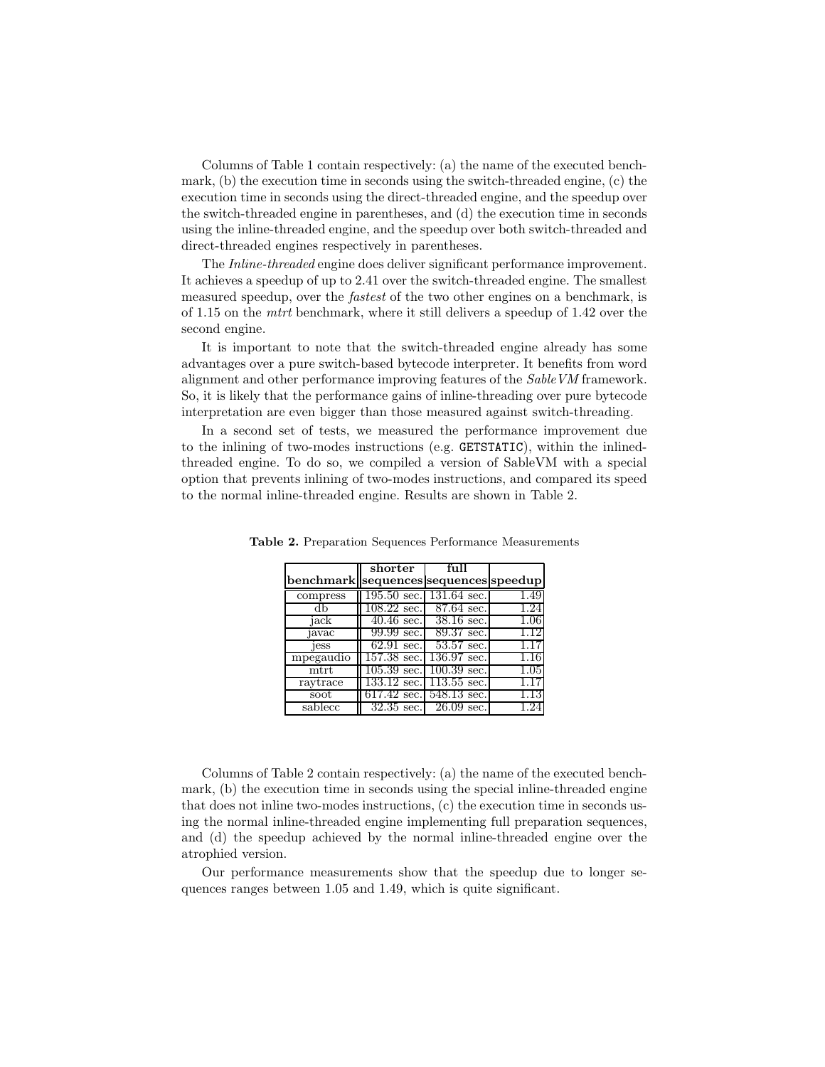Columns of Table 1 contain respectively: (a) the name of the executed benchmark, (b) the execution time in seconds using the switch-threaded engine, (c) the execution time in seconds using the direct-threaded engine, and the speedup over the switch-threaded engine in parentheses, and (d) the execution time in seconds using the inline-threaded engine, and the speedup over both switch-threaded and direct-threaded engines respectively in parentheses.

The *Inline-threaded* engine does deliver significant performance improvement. It achieves a speedup of up to 2.41 over the switch-threaded engine. The smallest measured speedup, over the *fastest* of the two other engines on a benchmark, is of 1.15 on the *mtrt* benchmark, where it still delivers a speedup of 1.42 over the second engine.

It is important to note that the switch-threaded engine already has some advantages over a pure switch-based bytecode interpreter. It benefits from word alignment and other performance improving features of the *SableVM* framework. So, it is likely that the performance gains of inline-threading over pure bytecode interpretation are even bigger than those measured against switch-threading.

In a second set of tests, we measured the performance improvement due to the inlining of two-modes instructions (e.g. `GETSTATIC`), within the inlined-threaded engine. To do so, we compiled a version of SableVM with a special option that prevents inlining of two-modes instructions, and compared its speed to the normal inline-threaded engine. Results are shown in Table 2.

**Table 2.** Preparation Sequences Performance Measurements

| benchmark | shorter sequences | full sequences | speedup |
|---|---|---|---|
| compress | 195.50 sec. | 131.64 sec. | 1.49 |
| db | 108.22 sec. | 87.64 sec. | 1.24 |
| jack | 40.46 sec. | 38.16 sec. | 1.06 |
| javac | 99.99 sec. | 89.37 sec. | 1.12 |
| jess | 62.91 sec. | 53.57 sec. | 1.17 |
| mpegaudio | 157.38 sec. | 136.97 sec. | 1.16 |
| mtrt | 105.39 sec. | 100.39 sec. | 1.05 |
| raytrace | 133.12 sec. | 113.55 sec. | 1.17 |
| soot | 617.42 sec. | 548.13 sec. | 1.13 |
| sablecc | 32.35 sec. | 26.09 sec. | 1.24 |

Columns of Table 2 contain respectively: (a) the name of the executed benchmark, (b) the execution time in seconds using the special inline-threaded engine that does not inline two-modes instructions, (c) the execution time in seconds using the normal inline-threaded engine implementing full preparation sequences, and (d) the speedup achieved by the normal inline-threaded engine over the atrophied version.

Our performance measurements show that the speedup due to longer sequences ranges between 1.05 and 1.49, which is quite significant.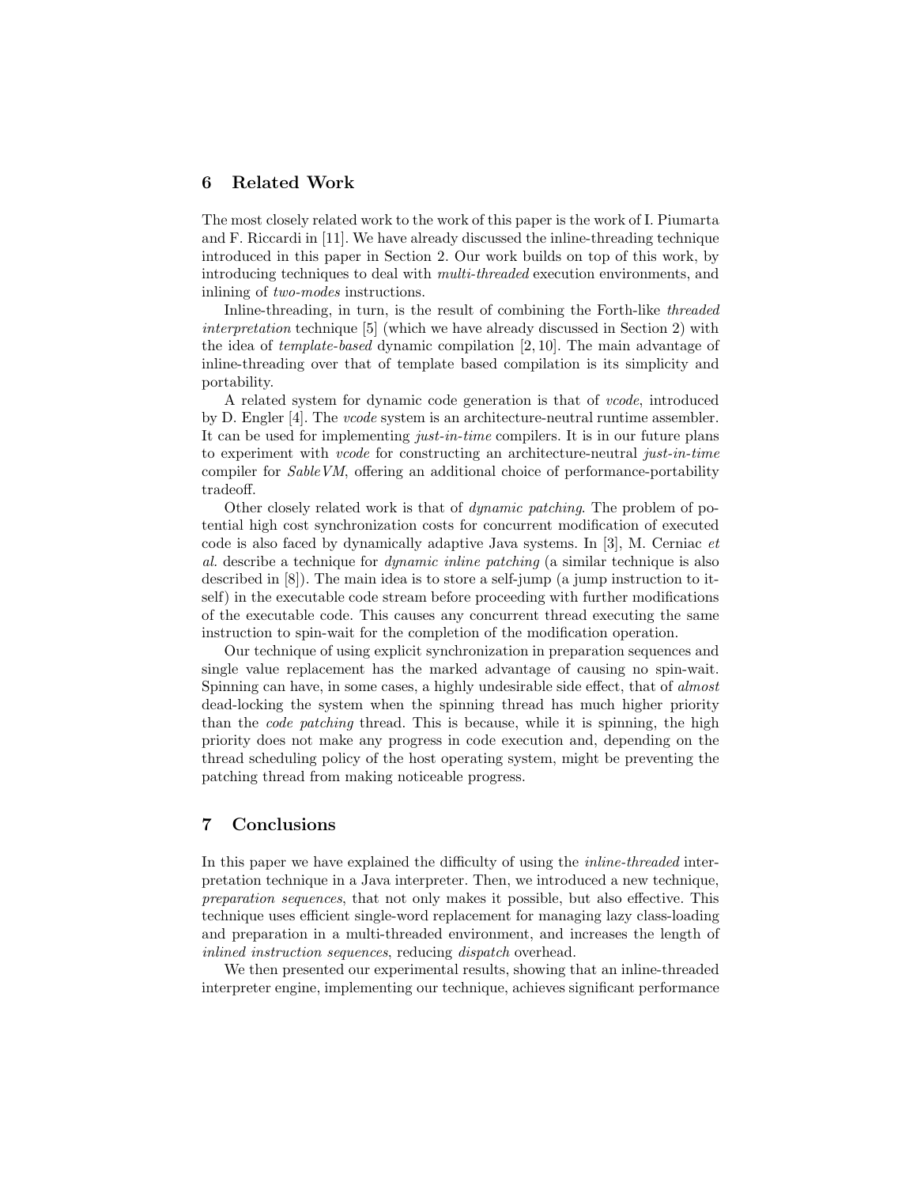## 6 Related Work

The most closely related work to the work of this paper is the work of I. Piumarta and F. Riccardi in [11]. We have already discussed the inline-threading technique introduced in this paper in Section 2. Our work builds on top of this work, by introducing techniques to deal with *multi-threaded* execution environments, and inlining of *two-modes* instructions.

Inline-threading, in turn, is the result of combining the Forth-like *threaded interpretation* technique [5] (which we have already discussed in Section 2) with the idea of *template-based* dynamic compilation [2, 10]. The main advantage of inline-threading over that of template based compilation is its simplicity and portability.

A related system for dynamic code generation is that of *vcode*, introduced by D. Engler [4]. The *vcode* system is an architecture-neutral runtime assembler. It can be used for implementing *just-in-time* compilers. It is in our future plans to experiment with *vcode* for constructing an architecture-neutral *just-in-time* compiler for *SableVM*, offering an additional choice of performance-portability tradeoff.

Other closely related work is that of *dynamic patching*. The problem of potential high cost synchronization costs for concurrent modification of executed code is also faced by dynamically adaptive Java systems. In [3], M. Cerniac *et al.* describe a technique for *dynamic inline patching* (a similar technique is also described in [8]). The main idea is to store a self-jump (a jump instruction to itself) in the executable code stream before proceeding with further modifications of the executable code. This causes any concurrent thread executing the same instruction to spin-wait for the completion of the modification operation.

Our technique of using explicit synchronization in preparation sequences and single value replacement has the marked advantage of causing no spin-wait. Spinning can have, in some cases, a highly undesirable side effect, that of *almost* dead-locking the system when the spinning thread has much higher priority than the *code patching* thread. This is because, while it is spinning, the high priority does not make any progress in code execution and, depending on the thread scheduling policy of the host operating system, might be preventing the patching thread from making noticeable progress.

## 7 Conclusions

In this paper we have explained the difficulty of using the *inline-threaded* interpretation technique in a Java interpreter. Then, we introduced a new technique, *preparation sequences*, that not only makes it possible, but also effective. This technique uses efficient single-word replacement for managing lazy class-loading and preparation in a multi-threaded environment, and increases the length of *inlined instruction sequences*, reducing *dispatch* overhead.

We then presented our experimental results, showing that an inline-threaded interpreter engine, implementing our technique, achieves significant performance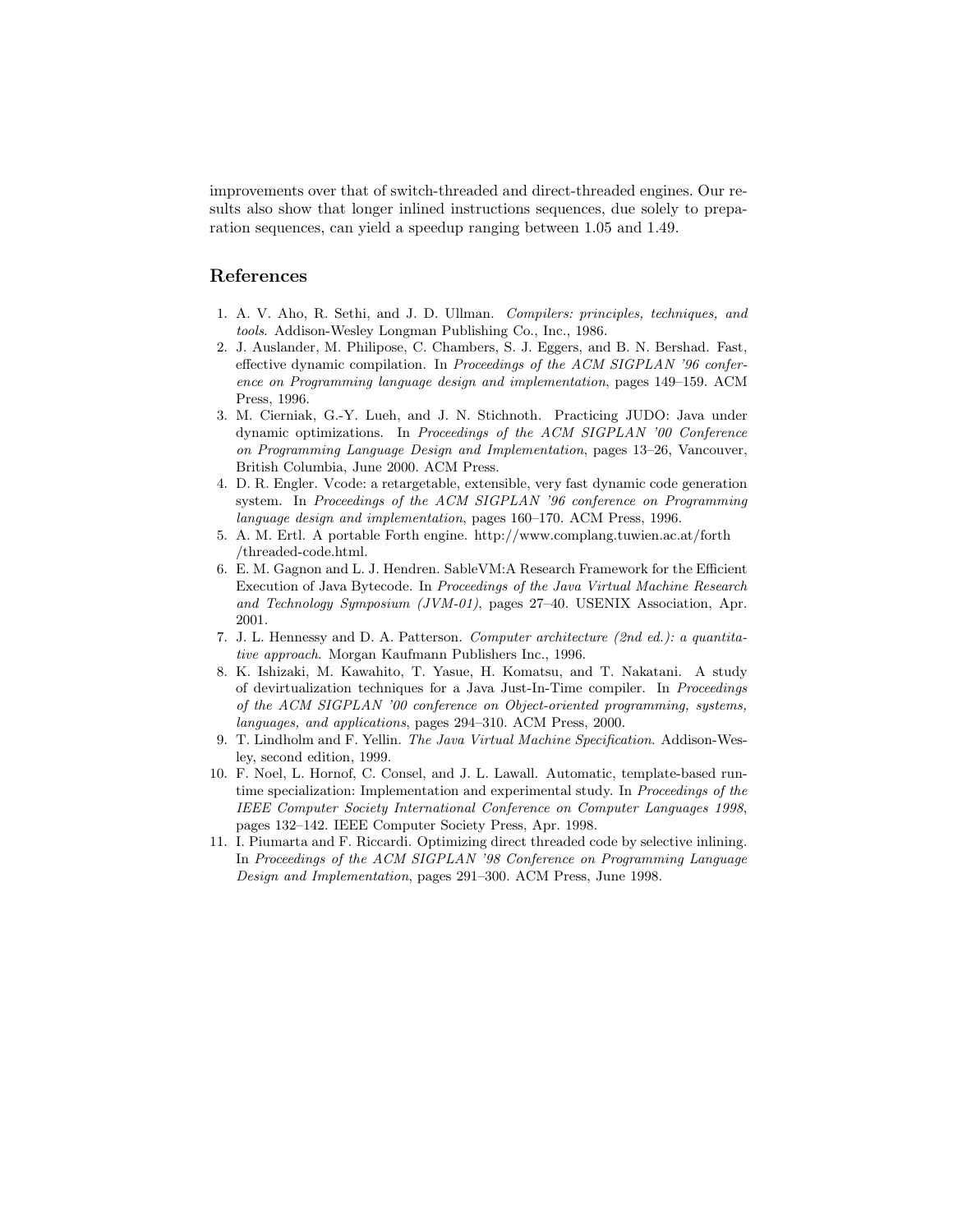improvements over that of switch-threaded and direct-threaded engines. Our results also show that longer inlined instructions sequences, due solely to preparation sequences, can yield a speedup ranging between 1.05 and 1.49.

## References

1. A. V. Aho, R. Sethi, and J. D. Ullman. *Compilers: principles, techniques, and tools*. Addison-Wesley Longman Publishing Co., Inc., 1986.
2. J. Auslander, M. Philipose, C. Chambers, S. J. Eggers, and B. N. Bershad. Fast, effective dynamic compilation. In *Proceedings of the ACM SIGPLAN '96 conference on Programming language design and implementation*, pages 149–159. ACM Press, 1996.
3. M. Cierniak, G.-Y. Lueh, and J. N. Stichnoth. Practicing JUDO: Java under dynamic optimizations. In *Proceedings of the ACM SIGPLAN '00 Conference on Programming Language Design and Implementation*, pages 13–26, Vancouver, British Columbia, June 2000. ACM Press.
4. D. R. Engler. Vcode: a retargetable, extensible, very fast dynamic code generation system. In *Proceedings of the ACM SIGPLAN '96 conference on Programming language design and implementation*, pages 160–170. ACM Press, 1996.
5. A. M. Ertl. A portable Forth engine. http://www.complang.tuwien.ac.at/forth /threaded-code.html.
6. E. M. Gagnon and L. J. Hendren. SableVM:A Research Framework for the Efficient Execution of Java Bytecode. In *Proceedings of the Java Virtual Machine Research and Technology Symposium (JVM-01)*, pages 27–40. USENIX Association, Apr. 2001.
7. J. L. Hennessy and D. A. Patterson. *Computer architecture (2nd ed.): a quantitative approach*. Morgan Kaufmann Publishers Inc., 1996.
8. K. Ishizaki, M. Kawahito, T. Yasue, H. Komatsu, and T. Nakatani. A study of devirtualization techniques for a Java Just-In-Time compiler. In *Proceedings of the ACM SIGPLAN '00 conference on Object-oriented programming, systems, languages, and applications*, pages 294–310. ACM Press, 2000.
9. T. Lindholm and F. Yellin. *The Java Virtual Machine Specification*. Addison-Wesley, second edition, 1999.
10. F. Noel, L. Hornof, C. Consel, and J. L. Lawall. Automatic, template-based run-time specialization: Implementation and experimental study. In *Proceedings of the IEEE Computer Society International Conference on Computer Languages 1998*, pages 132–142. IEEE Computer Society Press, Apr. 1998.
11. I. Piumarta and F. Riccardi. Optimizing direct threaded code by selective inlining. In *Proceedings of the ACM SIGPLAN '98 Conference on Programming Language Design and Implementation*, pages 291–300. ACM Press, June 1998.